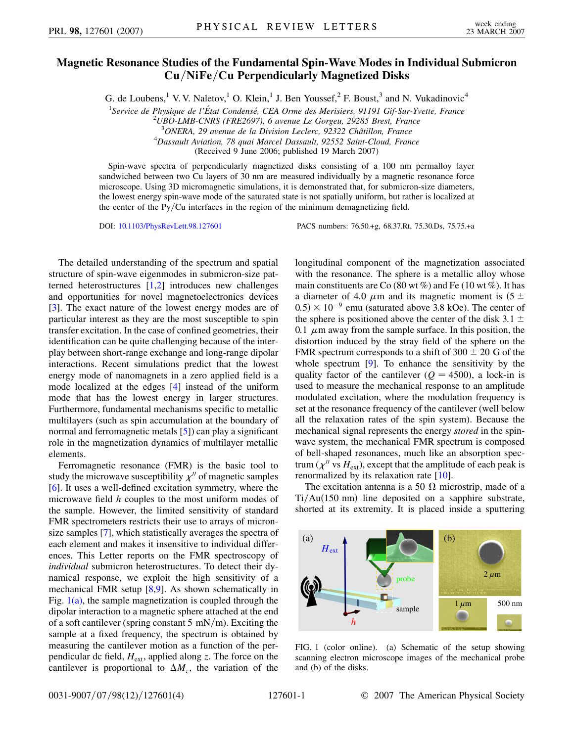# Magnetic Resonance Studies of the Fundamental Spin-Wave Modes in Individual Submicron Cu/NiFe/Cu Perpendicularly Magnetized Disks

G. de Loubens,[1] V. V. Naletov,[1] O. Klein,[1] J. Ben Youssef,[2] F. Boust,[3] and N. Vukadinovic[4]

[1]*Service de Physique de l'État Condensé, CEA Orme des Merisiers, 91191 Gif-Sur-Yvette, France*
[2]*UBO-LMB-CNRS (FRE2697), 6 avenue Le Gorgeu, 29285 Brest, France*
[3]*ONERA, 29 avenue de la Division Leclerc, 92322 Châtillon, France*
[4]*Dassault Aviation, 78 quai Marcel Dassault, 92552 Saint-Cloud, France*
(Received 9 June 2006; published 19 March 2007)

Spin-wave spectra of perpendicularly magnetized disks consisting of a 100 nm permalloy layer sandwiched between two Cu layers of 30 nm are measured individually by a magnetic resonance force microscope. Using 3D micromagnetic simulations, it is demonstrated that, for submicron-size diameters, the lowest energy spin-wave mode of the saturated state is not spatially uniform, but rather is localized at the center of the Py/Cu interfaces in the region of the minimum demagnetizing field.

DOI: 10.1103/PhysRevLett.98.127601 PACS numbers: 76.50.+g, 68.37.Rt, 75.30.Ds, 75.75.+a

The detailed understanding of the spectrum and spatial structure of spin-wave eigenmodes in submicron-size patterned heterostructures [1,2] introduces new challenges and opportunities for novel magnetoelectronics devices [3]. The exact nature of the lowest energy modes are of particular interest as they are the most susceptible to spin transfer excitation. In the case of confined geometries, their identification can be quite challenging because of the interplay between short-range exchange and long-range dipolar interactions. Recent simulations predict that the lowest energy mode of nanomagnets in a zero applied field is a mode localized at the edges [4] instead of the uniform mode that has the lowest energy in larger structures. Furthermore, fundamental mechanisms specific to metallic multilayers (such as spin accumulation at the boundary of normal and ferromagnetic metals [5]) can play a significant role in the magnetization dynamics of multilayer metallic elements.

Ferromagnetic resonance (FMR) is the basic tool to study the microwave susceptibility $\chi''$ of magnetic samples [6]. It uses a well-defined excitation symmetry, where the microwave field $h$ couples to the most uniform modes of the sample. However, the limited sensitivity of standard FMR spectrometers restricts their use to arrays of micron-size samples [7], which statistically averages the spectra of each element and makes it insensitive to individual differences. This Letter reports on the FMR spectroscopy of *individual* submicron heterostructures. To detect their dynamical response, we exploit the high sensitivity of a mechanical FMR setup [8,9]. As shown schematically in Fig. 1(a), the sample magnetization is coupled through the dipolar interaction to a magnetic sphere attached at the end of a soft cantilever (spring constant 5 mN/m). Exciting the sample at a fixed frequency, the spectrum is obtained by measuring the cantilever motion as a function of the perpendicular dc field, $H_{ext}$, applied along $z$. The force on the cantilever is proportional to $\Delta M_z$, the variation of the longitudinal component of the magnetization associated with the resonance. The sphere is a metallic alloy whose main constituents are Co (80 wt %) and Fe (10 wt %). It has a diameter of 4.0 $\mu$m and its magnetic moment is $(5 \pm 0.5) \times 10^{-9}$ emu (saturated above 3.8 kOe). The center of the sphere is positioned above the center of the disk $3.1 \pm 0.1$ $\mu$m away from the sample surface. In this position, the distortion induced by the stray field of the sphere on the FMR spectrum corresponds to a shift of $300 \pm 20$ G of the whole spectrum [9]. To enhance the sensitivity by the quality factor of the cantilever ($Q = 4500$), a lock-in is used to measure the mechanical response to an amplitude modulated excitation, where the modulation frequency is set at the resonance frequency of the cantilever (well below all the relaxation rates of the spin system). Because the mechanical signal represents the energy *stored* in the spin-wave system, the mechanical FMR spectrum is composed of bell-shaped resonances, much like an absorption spectrum ($\chi''$ vs $H_{ext}$), except that the amplitude of each peak is renormalized by its relaxation rate [10].

The excitation antenna is a 50 $\Omega$ microstrip, made of a Ti/Au(150 nm) line deposited on a sapphire substrate, shorted at its extremity. It is placed inside a sputtering

FIG. 1 (color online). (a) Schematic of the setup showing scanning electron microscope images of the mechanical probe and (b) of the disks.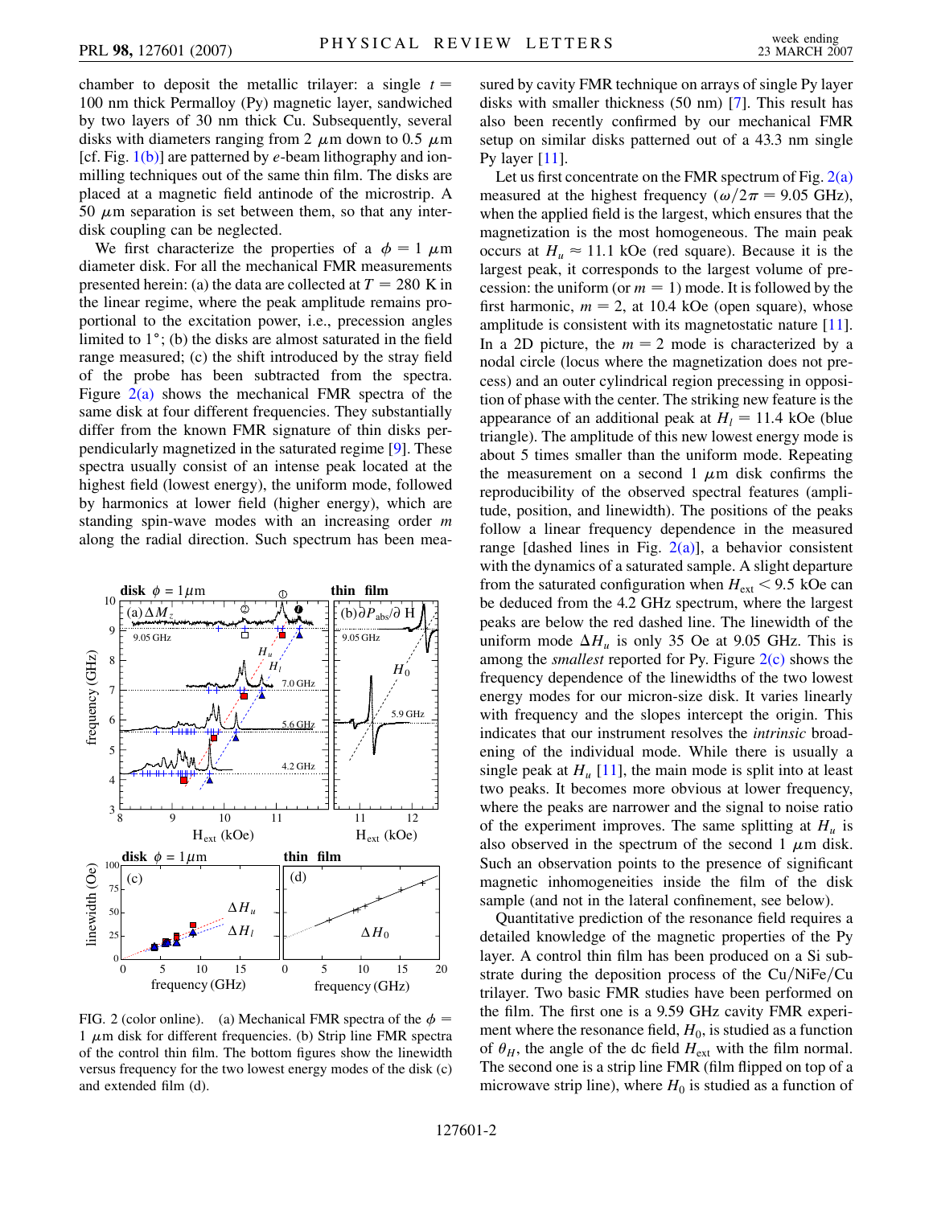chamber to deposit the metallic trilayer: a single $t = 100$ nm thick Permalloy (Py) magnetic layer, sandwiched by two layers of 30 nm thick Cu. Subsequently, several disks with diameters ranging from 2 $\mu$m down to 0.5 $\mu$m [cf. Fig. 1(b)] are patterned by *e*-beam lithography and ion-milling techniques out of the same thin film. The disks are placed at a magnetic field antinode of the microstrip. A 50 $\mu$m separation is set between them, so that any inter-disk coupling can be neglected.

We first characterize the properties of a $\phi = 1$ $\mu$m diameter disk. For all the mechanical FMR measurements presented herein: (a) the data are collected at $T = 280$ K in the linear regime, where the peak amplitude remains proportional to the excitation power, i.e., precession angles limited to 1°; (b) the disks are almost saturated in the field range measured; (c) the shift introduced by the stray field of the probe has been subtracted from the spectra. Figure 2(a) shows the mechanical FMR spectra of the same disk at four different frequencies. They substantially differ from the known FMR signature of thin disks perpendicularly magnetized in the saturated regime [9]. These spectra usually consist of an intense peak located at the highest field (lowest energy), the uniform mode, followed by harmonics at lower field (higher energy), which are standing spin-wave modes with an increasing order $m$ along the radial direction. Such spectrum has been measured by cavity FMR technique on arrays of single Py layer disks with smaller thickness (50 nm) [7]. This result has also been recently confirmed by our mechanical FMR setup on similar disks patterned out of a 43.3 nm single Py layer [11].

FIG. 2 (color online). (a) Mechanical FMR spectra of the $\phi = 1$ $\mu$m disk for different frequencies. (b) Strip line FMR spectra of the control thin film. The bottom figures show the linewidth versus frequency for the two lowest energy modes of the disk (c) and extended film (d).

Let us first concentrate on the FMR spectrum of Fig. 2(a) measured at the highest frequency ($\omega/2\pi = 9.05$ GHz), when the applied field is the largest, which ensures that the magnetization is the most homogeneous. The main peak occurs at $H_u \approx 11.1$ kOe (red square). Because it is the largest peak, it corresponds to the largest volume of precession: the uniform (or $m = 1$) mode. It is followed by the first harmonic, $m = 2$, at 10.4 kOe (open square), whose amplitude is consistent with its magnetostatic nature [11]. In a 2D picture, the $m = 2$ mode is characterized by a nodal circle (locus where the magnetization does not precess) and an outer cylindrical region precessing in opposition of phase with the center. The striking new feature is the appearance of an additional peak at $H_l = 11.4$ kOe (blue triangle). The amplitude of this new lowest energy mode is about 5 times smaller than the uniform mode. Repeating the measurement on a second 1 $\mu$m disk confirms the reproducibility of the observed spectral features (amplitude, position, and linewidth). The positions of the peaks follow a linear frequency dependence in the measured range [dashed lines in Fig. 2(a)], a behavior consistent with the dynamics of a saturated sample. A slight departure from the saturated configuration when $H_{\rm ext} < 9.5$ kOe can be deduced from the 4.2 GHz spectrum, where the largest peaks are below the red dashed line. The linewidth of the uniform mode $\Delta H_u$ is only 35 Oe at 9.05 GHz. This is among the *smallest* reported for Py. Figure 2(c) shows the frequency dependence of the linewidths of the two lowest energy modes for our micron-size disk. It varies linearly with frequency and the slopes intercept the origin. This indicates that our instrument resolves the *intrinsic* broadening of the individual mode. While there is usually a single peak at $H_u$ [11], the main mode is split into at least two peaks. It becomes more obvious at lower frequency, where the peaks are narrower and the signal to noise ratio of the experiment improves. The same splitting at $H_u$ is also observed in the spectrum of the second 1 $\mu$m disk. Such an observation points to the presence of significant magnetic inhomogeneities inside the film of the disk sample (and not in the lateral confinement, see below).

Quantitative prediction of the resonance field requires a detailed knowledge of the magnetic properties of the Py layer. A control thin film has been produced on a Si substrate during the deposition process of the Cu/NiFe/Cu trilayer. Two basic FMR studies have been performed on the film. The first one is a 9.59 GHz cavity FMR experiment where the resonance field, $H_0$, is studied as a function of $\theta_H$, the angle of the dc field $H_{\rm ext}$ with the film normal. The second one is a strip line FMR (film flipped on top of a microwave strip line), where $H_0$ is studied as a function of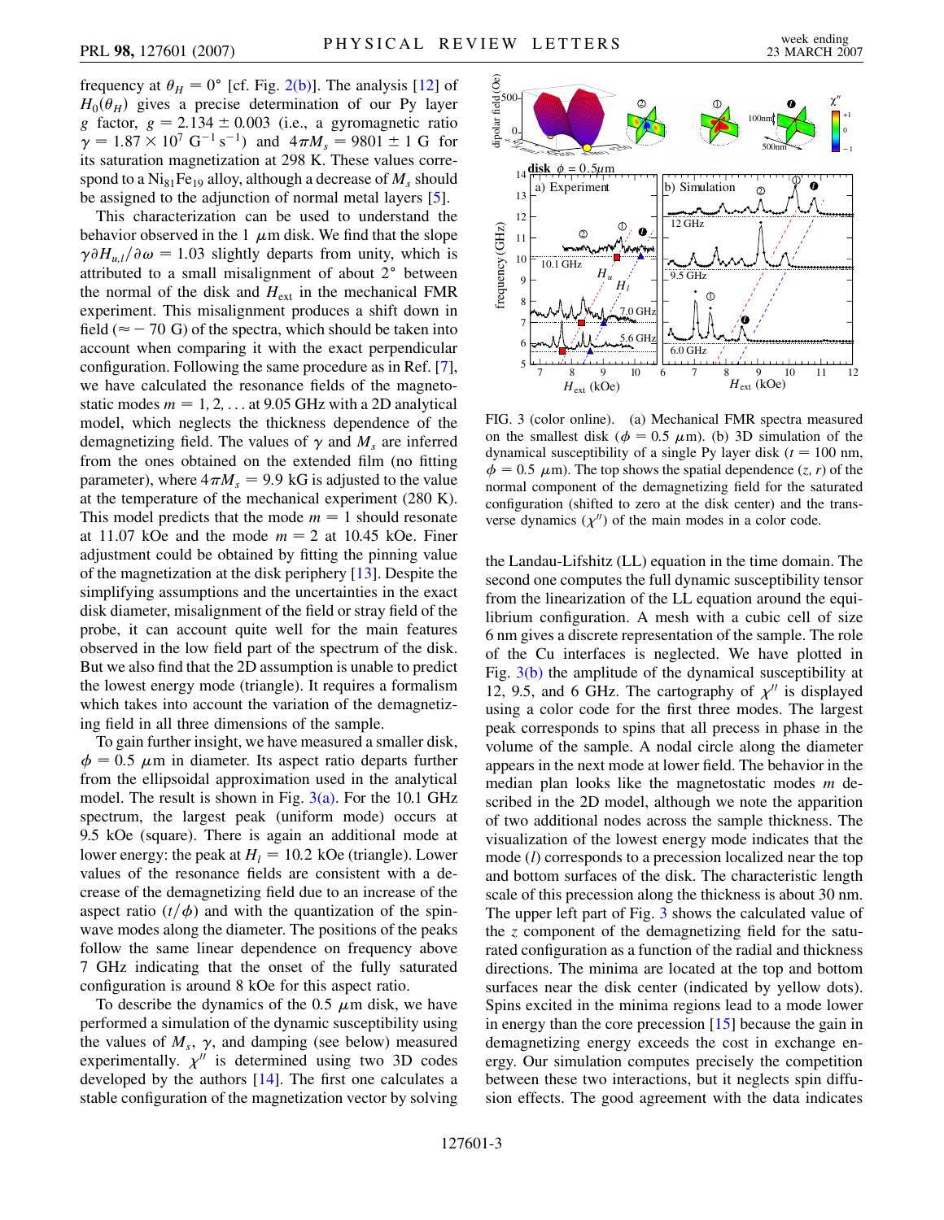frequency at $\theta_H = 0°$ [cf. Fig. 2(b)]. The analysis [12] of $H_0(\theta_H)$ gives a precise determination of our Py layer $g$ factor, $g = 2.134 \pm 0.003$ (i.e., a gyromagnetic ratio $\gamma = 1.87 \times 10^7\ \mathrm{G^{-1}\,s^{-1}}$) and $4\pi M_s = 9801 \pm 1$ G for its saturation magnetization at 298 K. These values correspond to a $Ni_{81}Fe_{19}$ alloy, although a decrease of $M_s$ should be assigned to the adjunction of normal metal layers [5].

This characterization can be used to understand the behavior observed in the 1 $\mu$m disk. We find that the slope $\gamma \partial H_{u,l}/\partial \omega = 1.03$ slightly departs from unity, which is attributed to a small misalignment of about 2° between the normal of the disk and $H_{\mathrm{ext}}$ in the mechanical FMR experiment. This misalignment produces a shift down in field ($\approx -70$ G) of the spectra, which should be taken into account when comparing it with the exact perpendicular configuration. Following the same procedure as in Ref. [7], we have calculated the resonance fields of the magnetostatic modes $m = 1, 2, \ldots$ at 9.05 GHz with a 2D analytical model, which neglects the thickness dependence of the demagnetizing field. The values of $\gamma$ and $M_s$ are inferred from the ones obtained on the extended film (no fitting parameter), where $4\pi M_s = 9.9$ kG is adjusted to the value at the temperature of the mechanical experiment (280 K). This model predicts that the mode $m = 1$ should resonate at 11.07 kOe and the mode $m = 2$ at 10.45 kOe. Finer adjustment could be obtained by fitting the pinning value of the magnetization at the disk periphery [13]. Despite the simplifying assumptions and the uncertainties in the exact disk diameter, misalignment of the field or stray field of the probe, it can account quite well for the main features observed in the low field part of the spectrum of the disk. But we also find that the 2D assumption is unable to predict the lowest energy mode (triangle). It requires a formalism which takes into account the variation of the demagnetizing field in all three dimensions of the sample.

To gain further insight, we have measured a smaller disk, $\phi = 0.5$ $\mu$m in diameter. Its aspect ratio departs further from the ellipsoidal approximation used in the analytical model. The result is shown in Fig. 3(a). For the 10.1 GHz spectrum, the largest peak (uniform mode) occurs at 9.5 kOe (square). There is again an additional mode at lower energy: the peak at $H_l = 10.2$ kOe (triangle). Lower values of the resonance fields are consistent with a decrease of the demagnetizing field due to an increase of the aspect ratio $(t/\phi)$ and with the quantization of the spin-wave modes along the diameter. The positions of the peaks follow the same linear dependence on frequency above 7 GHz indicating that the onset of the fully saturated configuration is around 8 kOe for this aspect ratio.

To describe the dynamics of the 0.5 $\mu$m disk, we have performed a simulation of the dynamic susceptibility using the values of $M_s$, $\gamma$, and damping (see below) measured experimentally. $\chi''$ is determined using two 3D codes developed by the authors [14]. The first one calculates a stable configuration of the magnetization vector by solving

FIG. 3 (color online). (a) Mechanical FMR spectra measured on the smallest disk ($\phi = 0.5$ $\mu$m). (b) 3D simulation of the dynamical susceptibility of a single Py layer disk ($t = 100$ nm, $\phi = 0.5$ $\mu$m). The top shows the spatial dependence $(z, r)$ of the normal component of the demagnetizing field for the saturated configuration (shifted to zero at the disk center) and the transverse dynamics ($\chi''$) of the main modes in a color code.

the Landau-Lifshitz (LL) equation in the time domain. The second one computes the full dynamic susceptibility tensor from the linearization of the LL equation around the equilibrium configuration. A mesh with a cubic cell of size 6 nm gives a discrete representation of the sample. The role of the Cu interfaces is neglected. We have plotted in Fig. 3(b) the amplitude of the dynamical susceptibility at 12, 9.5, and 6 GHz. The cartography of $\chi''$ is displayed using a color code for the first three modes. The largest peak corresponds to spins that all precess in phase in the volume of the sample. A nodal circle along the diameter appears in the next mode at lower field. The behavior in the median plan looks like the magnetostatic modes $m$ described in the 2D model, although we note the apparition of two additional nodes across the sample thickness. The visualization of the lowest energy mode indicates that the mode ($l$) corresponds to a precession localized near the top and bottom surfaces of the disk. The characteristic length scale of this precession along the thickness is about 30 nm. The upper left part of Fig. 3 shows the calculated value of the $z$ component of the demagnetizing field for the saturated configuration as a function of the radial and thickness directions. The minima are located at the top and bottom surfaces near the disk center (indicated by yellow dots). Spins excited in the minima regions lead to a mode lower in energy than the core precession [15] because the gain in demagnetizing energy exceeds the cost in exchange energy. Our simulation computes precisely the competition between these two interactions, but it neglects spin diffusion effects. The good agreement with the data indicates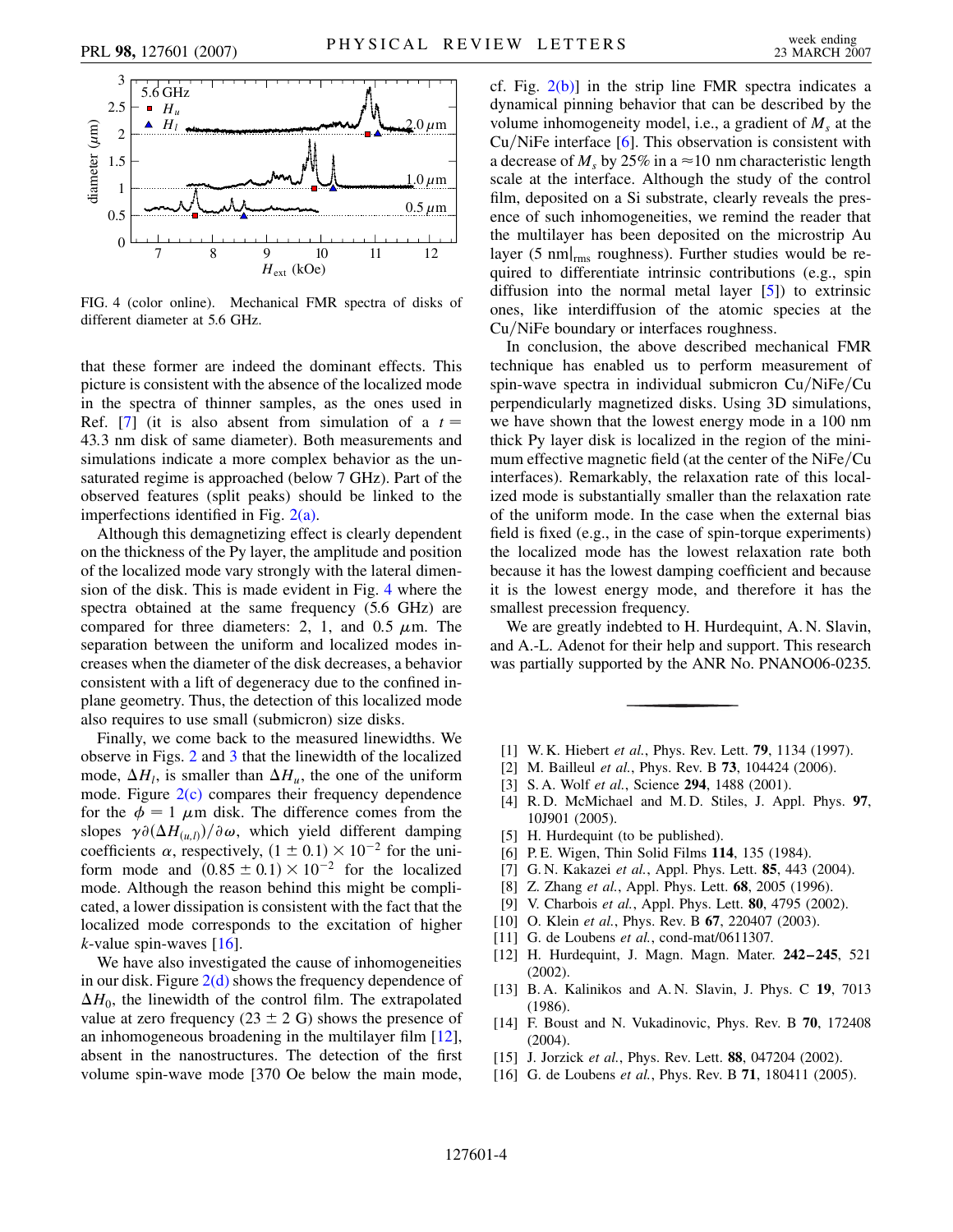5.6 GHz
$H_u$
$H_l$
diameter (μm)
$H_{\mathrm{ext}}$ (kOe)
2.0 μm
1.0 μm
0.5 μm
0
0.5
1
1.5
2
2.5
3
7
8
9
10
11
12

FIG. 4 (color online). Mechanical FMR spectra of disks of different diameter at 5.6 GHz.

that these former are indeed the dominant effects. This picture is consistent with the absence of the localized mode in the spectra of thinner samples, as the ones used in Ref. [7] (it is also absent from simulation of a $t = 43.3$ nm disk of same diameter). Both measurements and simulations indicate a more complex behavior as the unsaturated regime is approached (below 7 GHz). Part of the observed features (split peaks) should be linked to the imperfections identified in Fig. 2(a).

Although this demagnetizing effect is clearly dependent on the thickness of the Py layer, the amplitude and position of the localized mode vary strongly with the lateral dimension of the disk. This is made evident in Fig. 4 where the spectra obtained at the same frequency (5.6 GHz) are compared for three diameters: 2, 1, and 0.5 $\mu$m. The separation between the uniform and localized modes increases when the diameter of the disk decreases, a behavior consistent with a lift of degeneracy due to the confined in-plane geometry. Thus, the detection of this localized mode also requires to use small (submicron) size disks.

Finally, we come back to the measured linewidths. We observe in Figs. 2 and 3 that the linewidth of the localized mode, $\Delta H_l$, is smaller than $\Delta H_u$, the one of the uniform mode. Figure 2(c) compares their frequency dependence for the $\phi = 1$ $\mu$m disk. The difference comes from the slopes $\gamma\partial(\Delta H_{(u,l)})/\partial\omega$, which yield different damping coefficients $\alpha$, respectively, $(1 \pm 0.1) \times 10^{-2}$ for the uniform mode and $(0.85 \pm 0.1) \times 10^{-2}$ for the localized mode. Although the reason behind this might be complicated, a lower dissipation is consistent with the fact that the localized mode corresponds to the excitation of higher $k$-value spin-waves [16].

We have also investigated the cause of inhomogeneities in our disk. Figure 2(d) shows the frequency dependence of $\Delta H_0$, the linewidth of the control film. The extrapolated value at zero frequency ($23 \pm 2$ G) shows the presence of an inhomogeneous broadening in the multilayer film [12], absent in the nanostructures. The detection of the first volume spin-wave mode [370 Oe below the main mode, cf. Fig. 2(b)] in the strip line FMR spectra indicates a dynamical pinning behavior that can be described by the volume inhomogeneity model, i.e., a gradient of $M_s$ at the Cu/NiFe interface [6]. This observation is consistent with a decrease of $M_s$ by 25% in a $\approx$10 nm characteristic length scale at the interface. Although the study of the control film, deposited on a Si substrate, clearly reveals the presence of such inhomogeneities, we remind the reader that the multilayer has been deposited on the microstrip Au layer (5 $\mathrm{nm}|_{\mathrm{rms}}$ roughness). Further studies would be required to differentiate intrinsic contributions (e.g., spin diffusion into the normal metal layer [5]) to extrinsic ones, like interdiffusion of the atomic species at the Cu/NiFe boundary or interfaces roughness.

In conclusion, the above described mechanical FMR technique has enabled us to perform measurement of spin-wave spectra in individual submicron Cu/NiFe/Cu perpendicularly magnetized disks. Using 3D simulations, we have shown that the lowest energy mode in a 100 nm thick Py layer disk is localized in the region of the minimum effective magnetic field (at the center of the NiFe/Cu interfaces). Remarkably, the relaxation rate of this localized mode is substantially smaller than the relaxation rate of the uniform mode. In the case when the external bias field is fixed (e.g., in the case of spin-torque experiments) the localized mode has the lowest relaxation rate both because it has the lowest damping coefficient and because it is the lowest energy mode, and therefore it has the smallest precession frequency.

We are greatly indebted to H. Hurdequint, A. N. Slavin, and A.-L. Adenot for their help and support. This research was partially supported by the ANR No. PNANO06-0235.

[1] W. K. Hiebert *et al.*, Phys. Rev. Lett. **79**, 1134 (1997).
[2] M. Bailleul *et al.*, Phys. Rev. B **73**, 104424 (2006).
[3] S. A. Wolf *et al.*, Science **294**, 1488 (2001).
[4] R. D. McMichael and M. D. Stiles, J. Appl. Phys. **97**, 10J901 (2005).
[5] H. Hurdequint (to be published).
[6] P. E. Wigen, Thin Solid Films **114**, 135 (1984).
[7] G. N. Kakazei *et al.*, Appl. Phys. Lett. **85**, 443 (2004).
[8] Z. Zhang *et al.*, Appl. Phys. Lett. **68**, 2005 (1996).
[9] V. Charbois *et al.*, Appl. Phys. Lett. **80**, 4795 (2002).
[10] O. Klein *et al.*, Phys. Rev. B **67**, 220407 (2003).
[11] G. de Loubens *et al.*, cond-mat/0611307.
[12] H. Hurdequint, J. Magn. Magn. Mater. **242–245**, 521 (2002).
[13] B. A. Kalinikos and A. N. Slavin, J. Phys. C **19**, 7013 (1986).
[14] F. Boust and N. Vukadinovic, Phys. Rev. B **70**, 172408 (2004).
[15] J. Jorzick *et al.*, Phys. Rev. Lett. **88**, 047204 (2002).
[16] G. de Loubens *et al.*, Phys. Rev. B **71**, 180411 (2005).